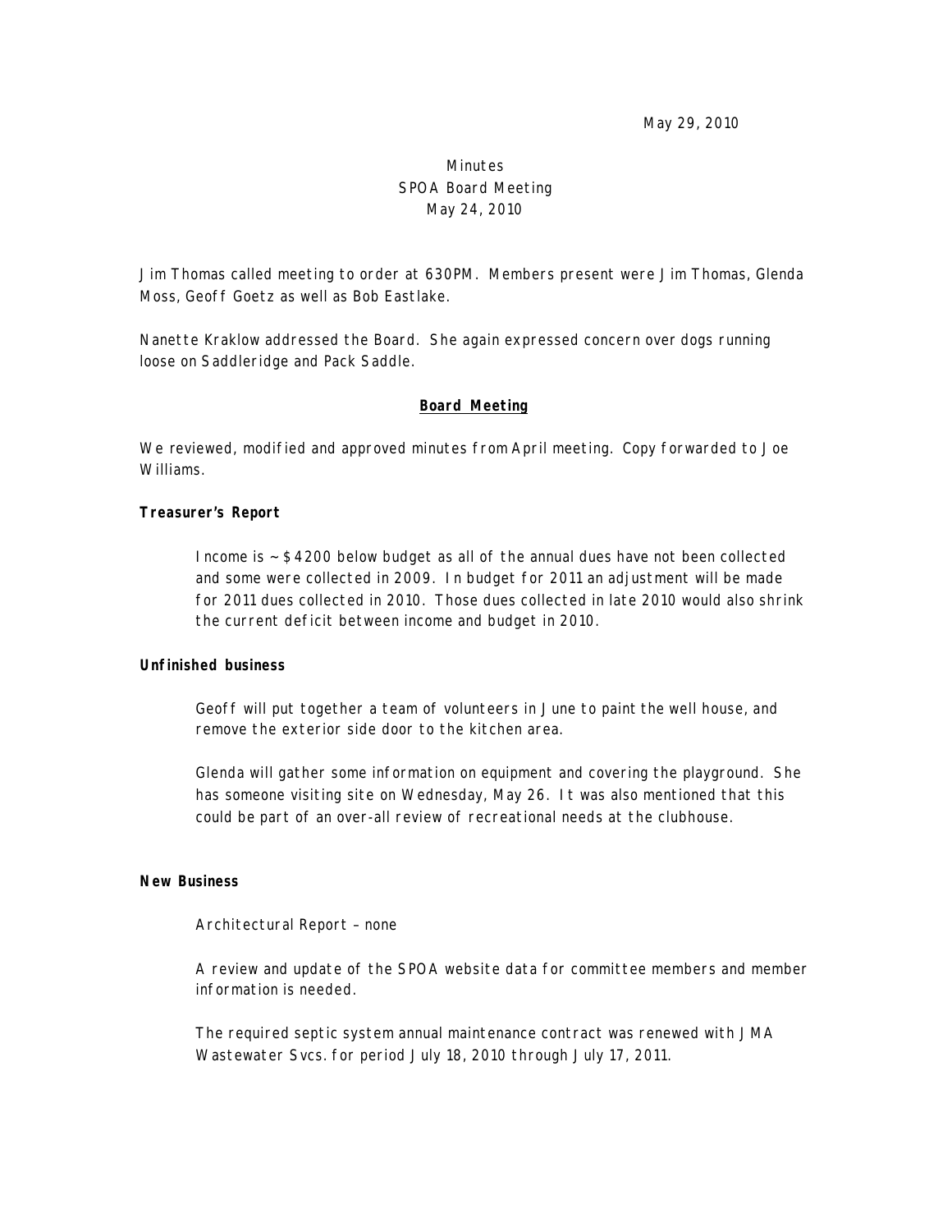May 29, 2010

Minutes
SPOA Board Meeting
May 24, 2010

Jim Thomas called meeting to order at 630PM. Members present were Jim Thomas, Glenda Moss, Geoff Goetz as well as Bob Eastlake.

Nanette Kraklow addressed the Board. She again expressed concern over dogs running loose on Saddleridge and Pack Saddle.

## Board Meeting

We reviewed, modified and approved minutes from April meeting. Copy forwarded to Joe Williams.

**Treasurer's Report**

Income is ~$4200 below budget as all of the annual dues have not been collected and some were collected in 2009. In budget for 2011 an adjustment will be made for 2011 dues collected in 2010. Those dues collected in late 2010 would also shrink the current deficit between income and budget in 2010.

**Unfinished business**

Geoff will put together a team of volunteers in June to paint the well house, and remove the exterior side door to the kitchen area.

Glenda will gather some information on equipment and covering the playground. She has someone visiting site on Wednesday, May 26. It was also mentioned that this could be part of an over-all review of recreational needs at the clubhouse.

**New Business**

Architectural Report – none

A review and update of the SPOA website data for committee members and member information is needed.

The required septic system annual maintenance contract was renewed with JMA Wastewater Svcs. for period July 18, 2010 through July 17, 2011.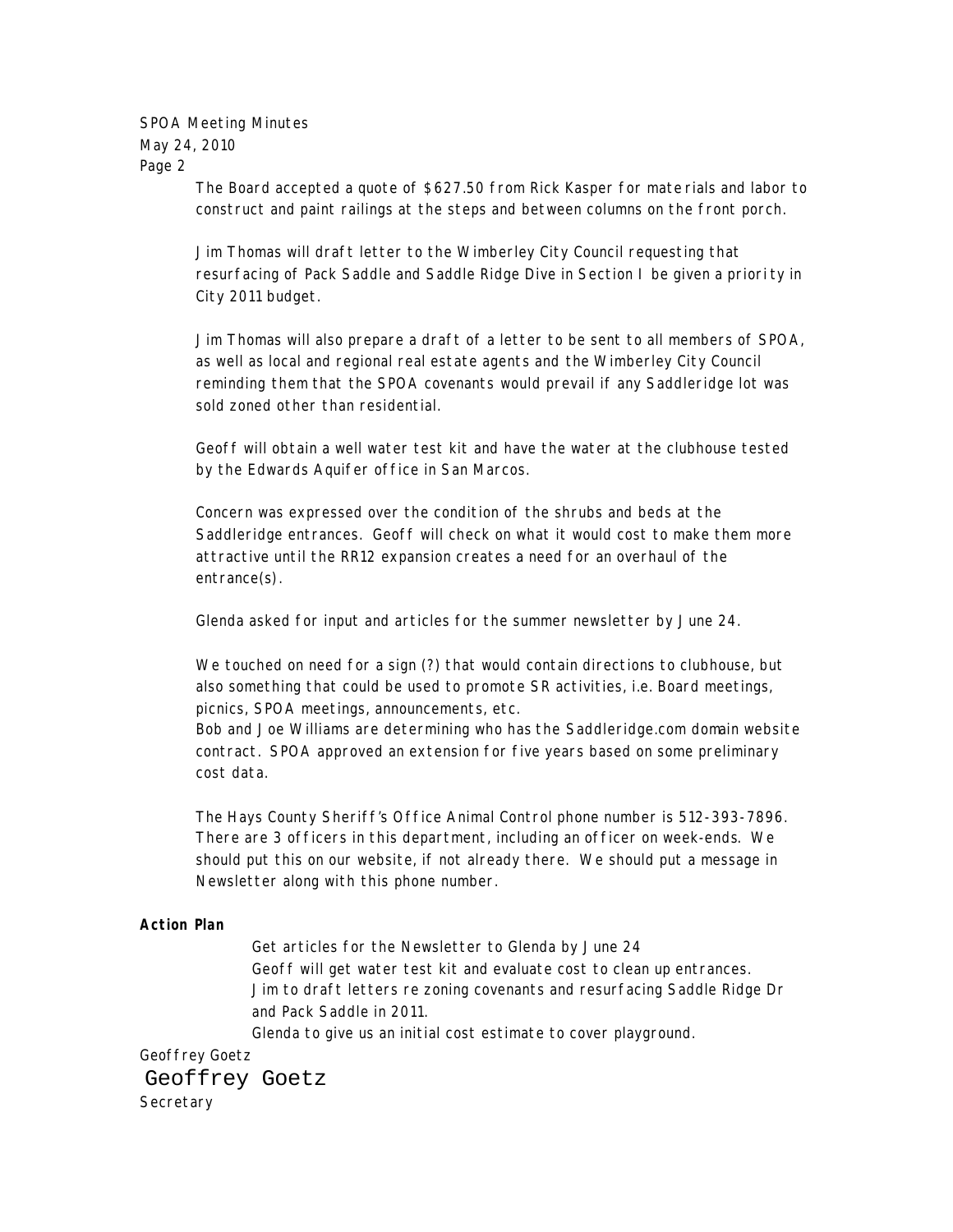The Board accepted a quote of $627.50 from Rick Kasper for materials and labor to construct and paint railings at the steps and between columns on the front porch.

Jim Thomas will draft letter to the Wimberley City Council requesting that resurfacing of Pack Saddle and Saddle Ridge Dive in Section I be given a priority in City 2011 budget.

Jim Thomas will also prepare a draft of a letter to be sent to all members of SPOA, as well as local and regional real estate agents and the Wimberley City Council reminding them that the SPOA covenants would prevail if any Saddleridge lot was sold zoned other than residential.

Geoff will obtain a well water test kit and have the water at the clubhouse tested by the Edwards Aquifer office in San Marcos.

Concern was expressed over the condition of the shrubs and beds at the Saddleridge entrances. Geoff will check on what it would cost to make them more attractive until the RR12 expansion creates a need for an overhaul of the entrance(s).

Glenda asked for input and articles for the summer newsletter by June 24.

We touched on need for a sign (?) that would contain directions to clubhouse, but also something that could be used to promote SR activities, i.e. Board meetings, picnics, SPOA meetings, announcements, etc.
Bob and Joe Williams are determining who has the Saddleridge.com domain website contract. SPOA approved an extension for five years based on some preliminary cost data.

The Hays County Sheriff's Office Animal Control phone number is 512-393-7896. There are 3 officers in this department, including an officer on week-ends. We should put this on our website, if not already there. We should put a message in Newsletter along with this phone number.

**Action Plan**

Get articles for the Newsletter to Glenda by June 24
Geoff will get water test kit and evaluate cost to clean up entrances.
Jim to draft letters re zoning covenants and resurfacing Saddle Ridge Dr and Pack Saddle in 2011.
Glenda to give us an initial cost estimate to cover playground.

Geoffrey Goetz

Geoffrey Goetz

Secretary